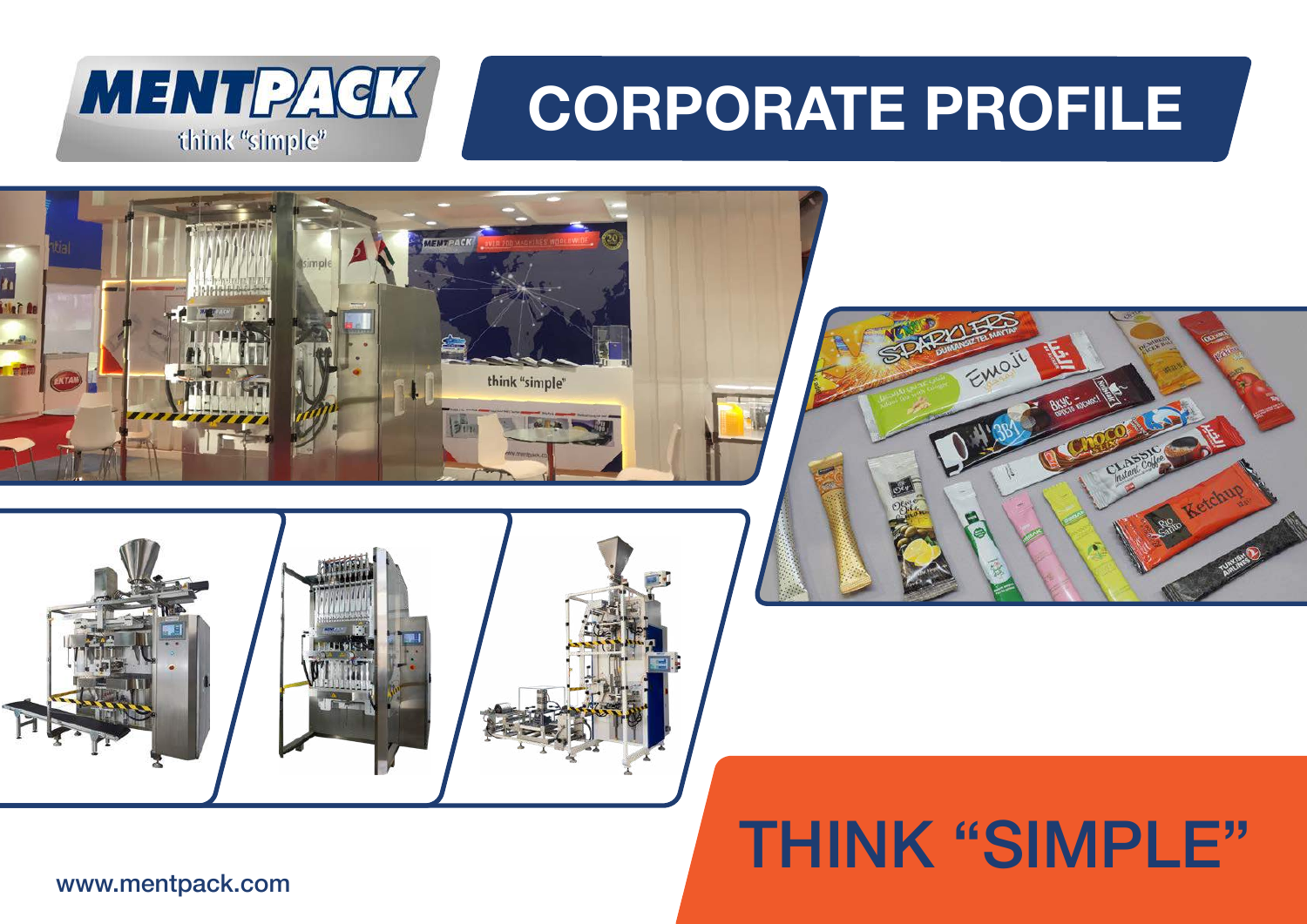# MENTPACK

think "simple"

# CORPORATE PROFILE

# THINK "SIMPLE"

www.mentpack.com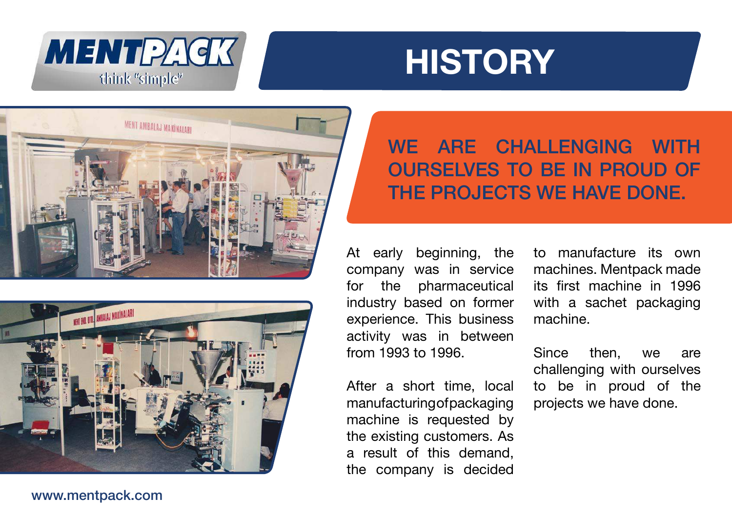# HISTORY

## WE ARE CHALLENGING WITH OURSELVES TO BE IN PROUD OF THE PROJECTS WE HAVE DONE.

At early beginning, the company was in service for the pharmaceutical industry based on former experience. This business activity was in between from 1993 to 1996.

After a short time, local manufacturing of packaging machine is requested by the existing customers. As a result of this demand, the company is decided to manufacture its own machines. Mentpack made its first machine in 1996 with a sachet packaging machine.

Since then, we are challenging with ourselves to be in proud of the projects we have done.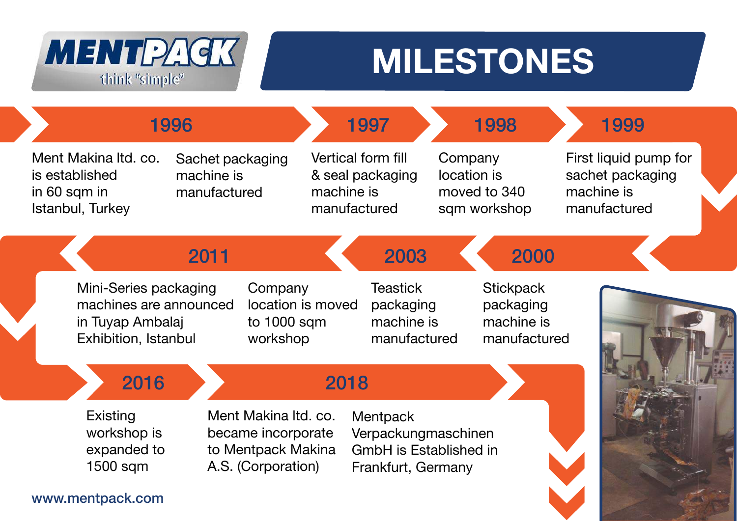MENTPACK
think "simple"

# MILESTONES

## 1996

Ment Makina ltd. co. is established in 60 sqm in Istanbul, Turkey

Sachet packaging machine is manufactured

## 1997

Vertical form fill & seal packaging machine is manufactured

## 1998

Company location is moved to 340 sqm workshop

## 1999

First liquid pump for sachet packaging machine is manufactured

## 2000

Stickpack packaging machine is manufactured

## 2003

Teastick packaging machine is manufactured

## 2011

Mini-Series packaging machines are announced in Tuyap Ambalaj Exhibition, Istanbul

Company location is moved to 1000 sqm workshop

## 2016

Existing workshop is expanded to 1500 sqm

## 2018

Ment Makina ltd. co. became incorporate to Mentpack Makina A.S. (Corporation)

Mentpack Verpackungmaschinen GmbH is Established in Frankfurt, Germany

www.mentpack.com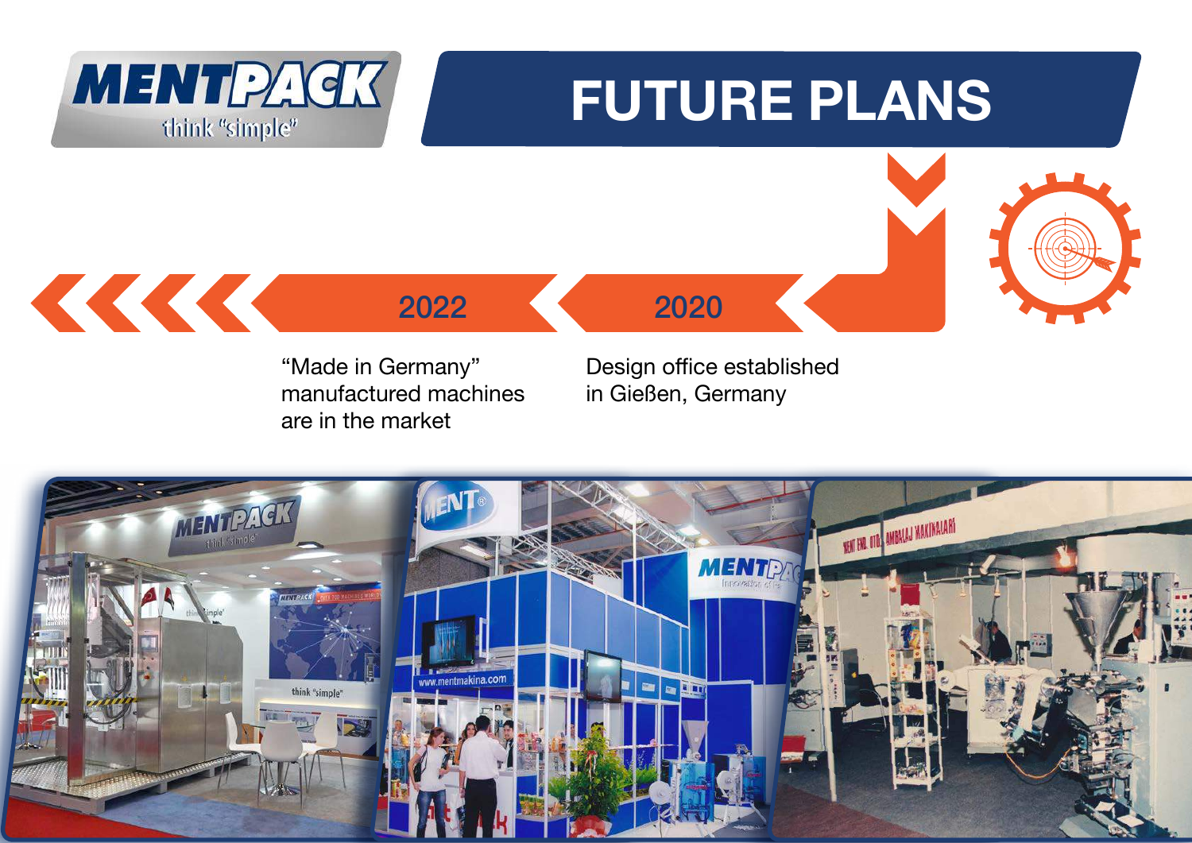# FUTURE PLANS

**2022**

“Made in Germany” manufactured machines are in the market

**2020**

Design office established in Gießen, Germany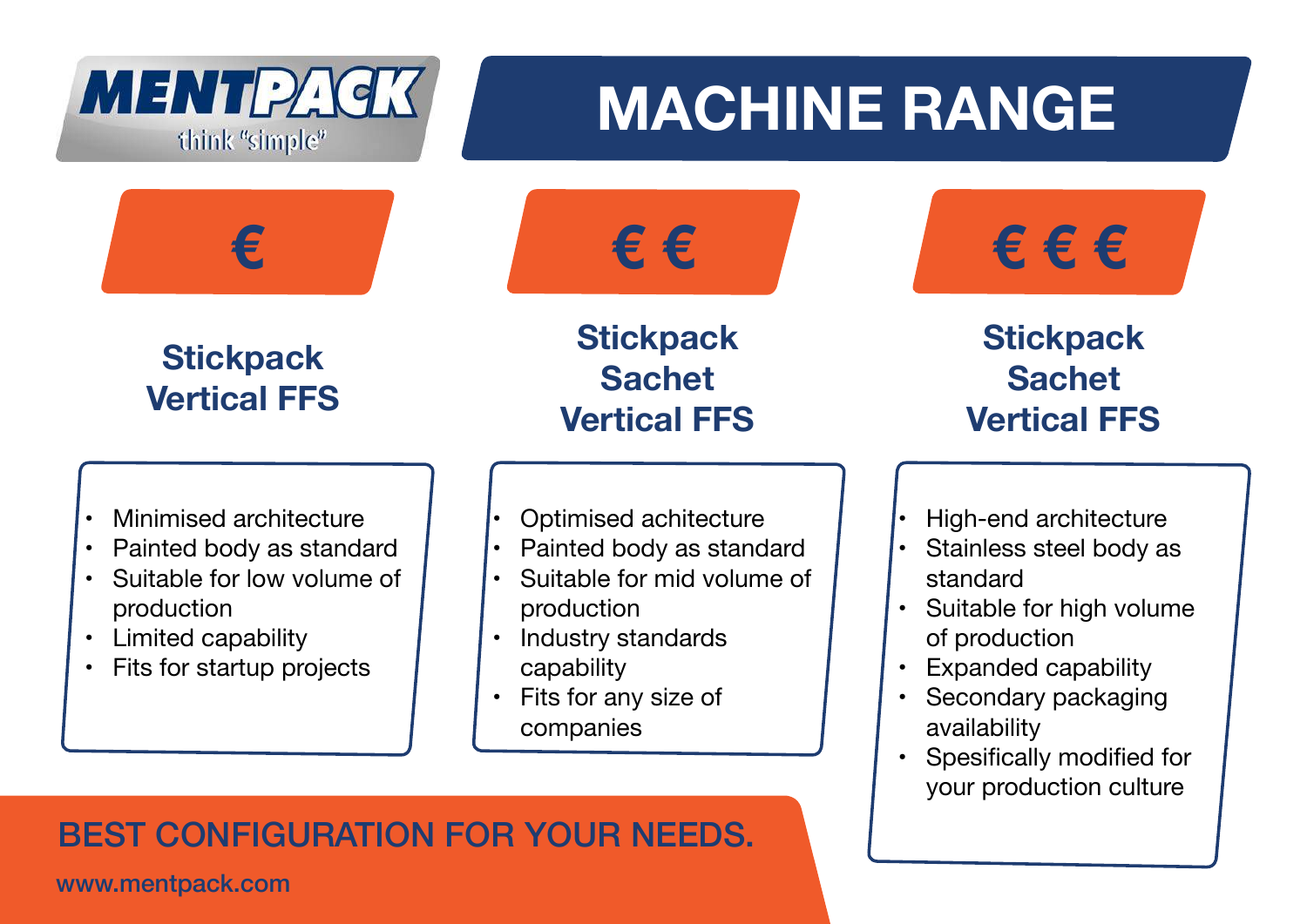MENTPACK
think "simple"

# MACHINE RANGE

## €

### Stickpack Vertical FFS

- Minimised architecture
- Painted body as standard
- Suitable for low volume of production
- Limited capability
- Fits for startup projects

## € €

### Stickpack Sachet Vertical FFS

- Optimised achitecture
- Painted body as standard
- Suitable for mid volume of production
- Industry standards capability
- Fits for any size of companies

## € € €

### Stickpack Sachet Vertical FFS

- High-end architecture
- Stainless steel body as standard
- Suitable for high volume of production
- Expanded capability
- Secondary packaging availability
- Spesifically modified for your production culture

BEST CONFIGURATION FOR YOUR NEEDS.

www.mentpack.com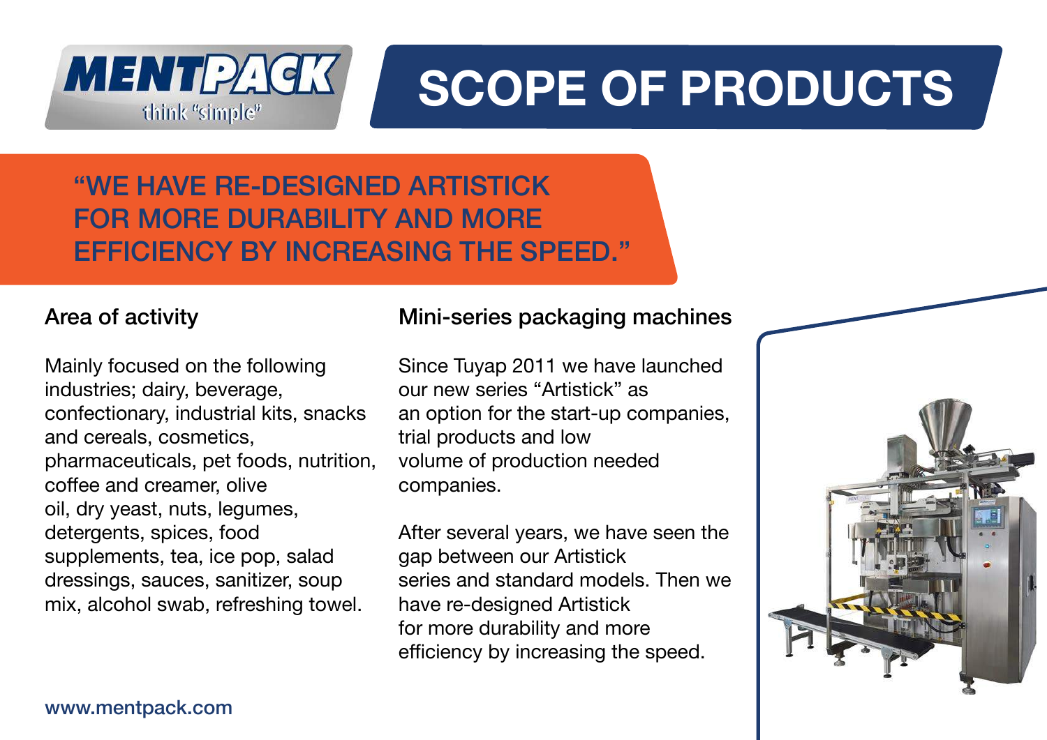MENTPACK
think "simple"

# SCOPE OF PRODUCTS

## "WE HAVE RE-DESIGNED ARTISTICK FOR MORE DURABILITY AND MORE EFFICIENCY BY INCREASING THE SPEED."

### Area of activity

Mainly focused on the following industries; dairy, beverage, confectionary, industrial kits, snacks and cereals, cosmetics, pharmaceuticals, pet foods, nutrition, coffee and creamer, olive oil, dry yeast, nuts, legumes, detergents, spices, food supplements, tea, ice pop, salad dressings, sauces, sanitizer, soup mix, alcohol swab, refreshing towel.

### Mini-series packaging machines

Since Tuyap 2011 we have launched our new series "Artistick" as an option for the start-up companies, trial products and low volume of production needed companies.

After several years, we have seen the gap between our Artistick series and standard models. Then we have re-designed Artistick for more durability and more efficiency by increasing the speed.

www.mentpack.com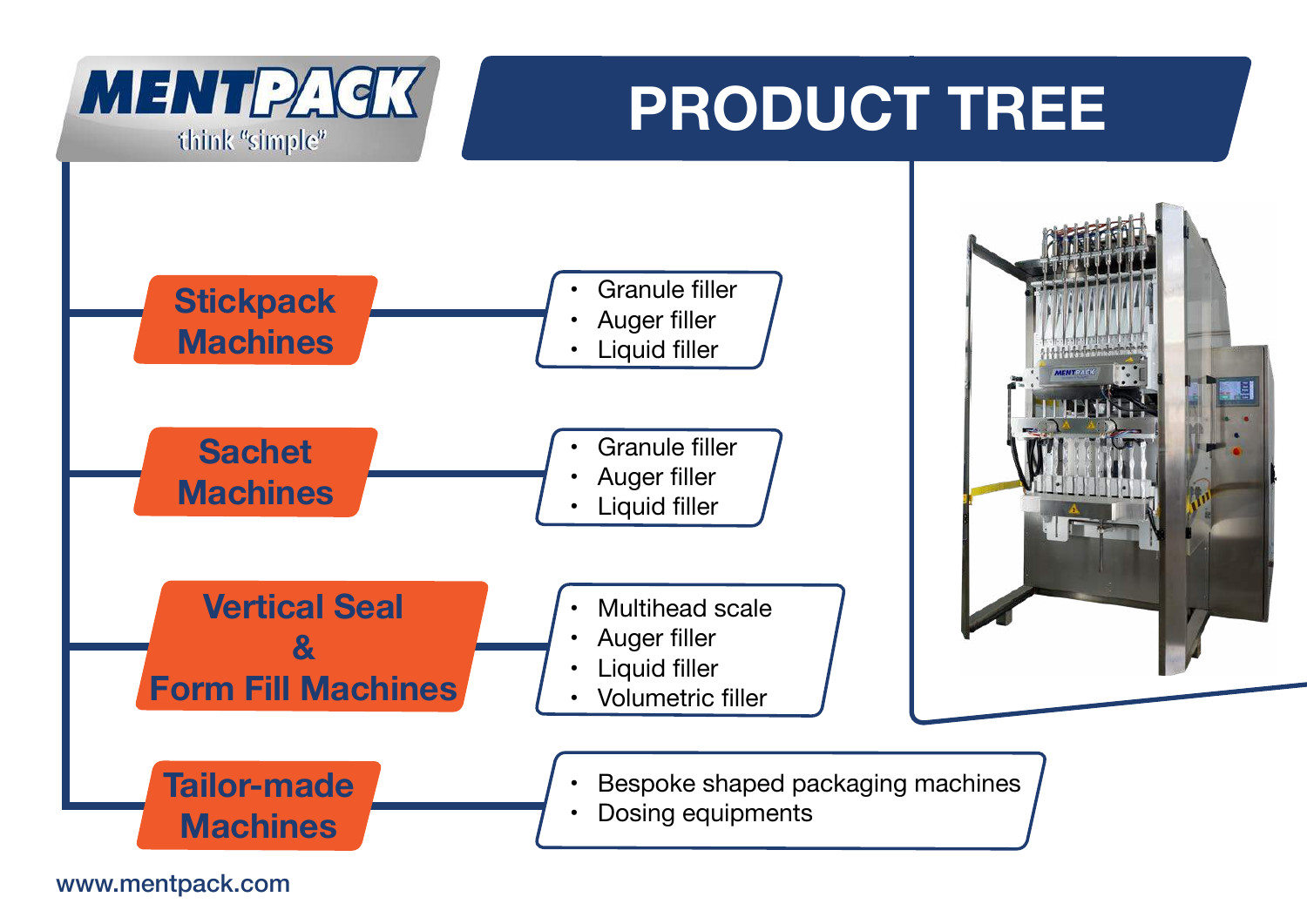MENTPACK
think "simple"

# PRODUCT TREE

## Stickpack Machines

- Granule filler
- Auger filler
- Liquid filler

## Sachet Machines

- Granule filler
- Auger filler
- Liquid filler

## Vertical Seal & Form Fill Machines

- Multihead scale
- Auger filler
- Liquid filler
- Volumetric filler

## Tailor-made Machines

- Bespoke shaped packaging machines
- Dosing equipments

www.mentpack.com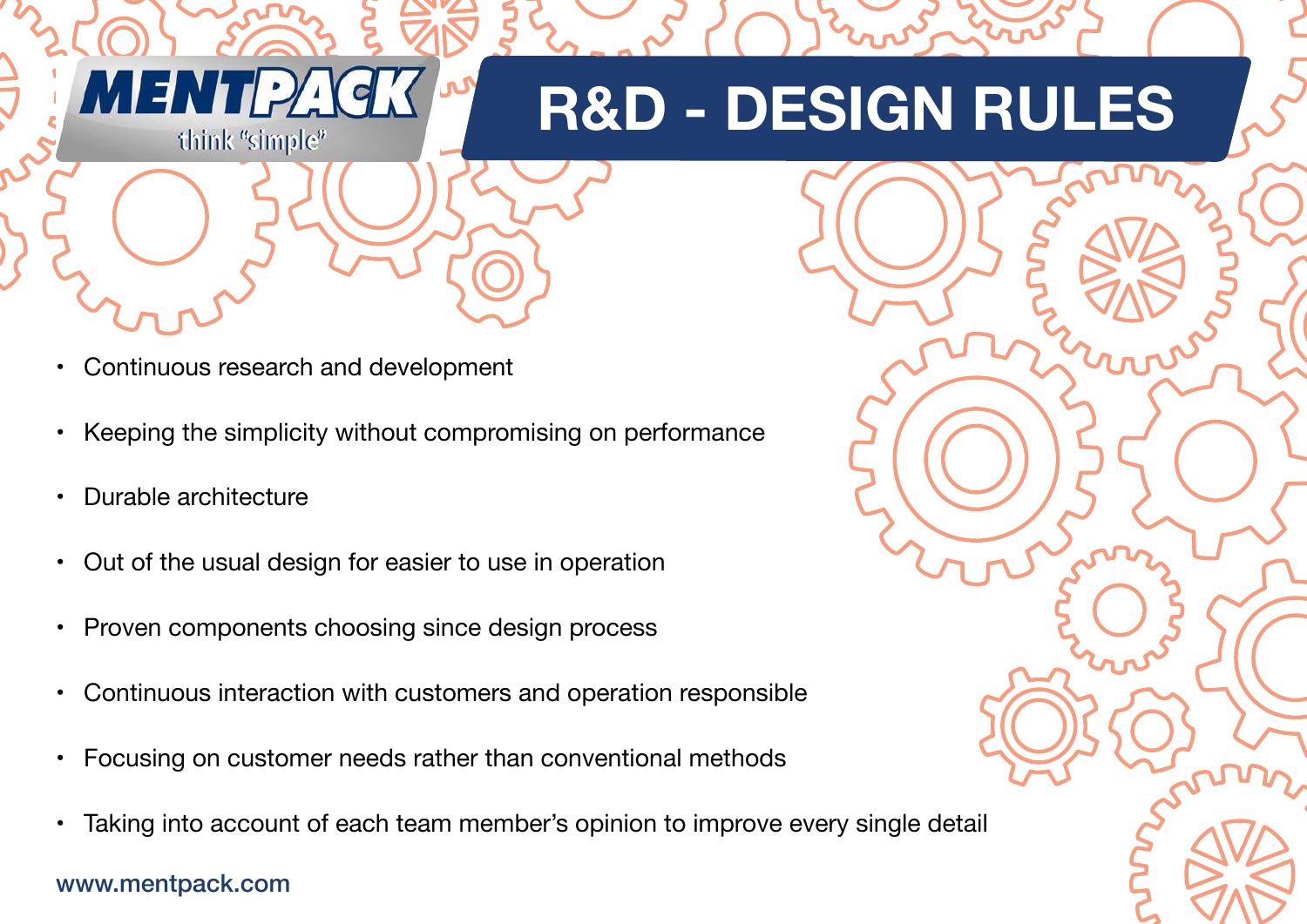MENTPACK
think "simple"

# R&D - DESIGN RULES

- Continuous research and development
- Keeping the simplicity without compromising on performance
- Durable architecture
- Out of the usual design for easier to use in operation
- Proven components choosing since design process
- Continuous interaction with customers and operation responsible
- Focusing on customer needs rather than conventional methods
- Taking into account of each team member's opinion to improve every single detail

www.mentpack.com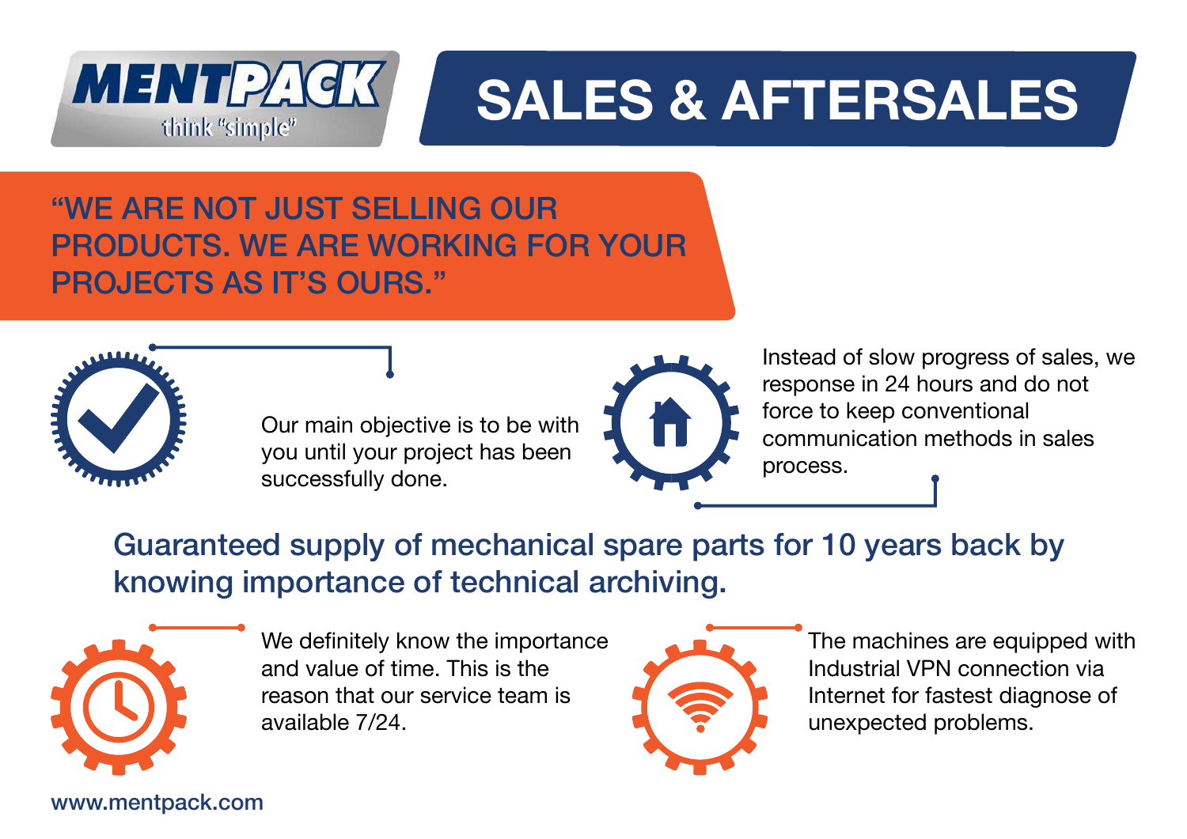MENTPACK
think "simple"

# SALES & AFTERSALES

## "WE ARE NOT JUST SELLING OUR PRODUCTS. WE ARE WORKING FOR YOUR PROJECTS AS IT'S OURS."

Our main objective is to be with you until your project has been successfully done.

Instead of slow progress of sales, we response in 24 hours and do not force to keep conventional communication methods in sales process.

## Guaranteed supply of mechanical spare parts for 10 years back by knowing importance of technical archiving.

We definitely know the importance and value of time. This is the reason that our service team is available 7/24.

The machines are equipped with Industrial VPN connection via Internet for fastest diagnose of unexpected problems.

www.mentpack.com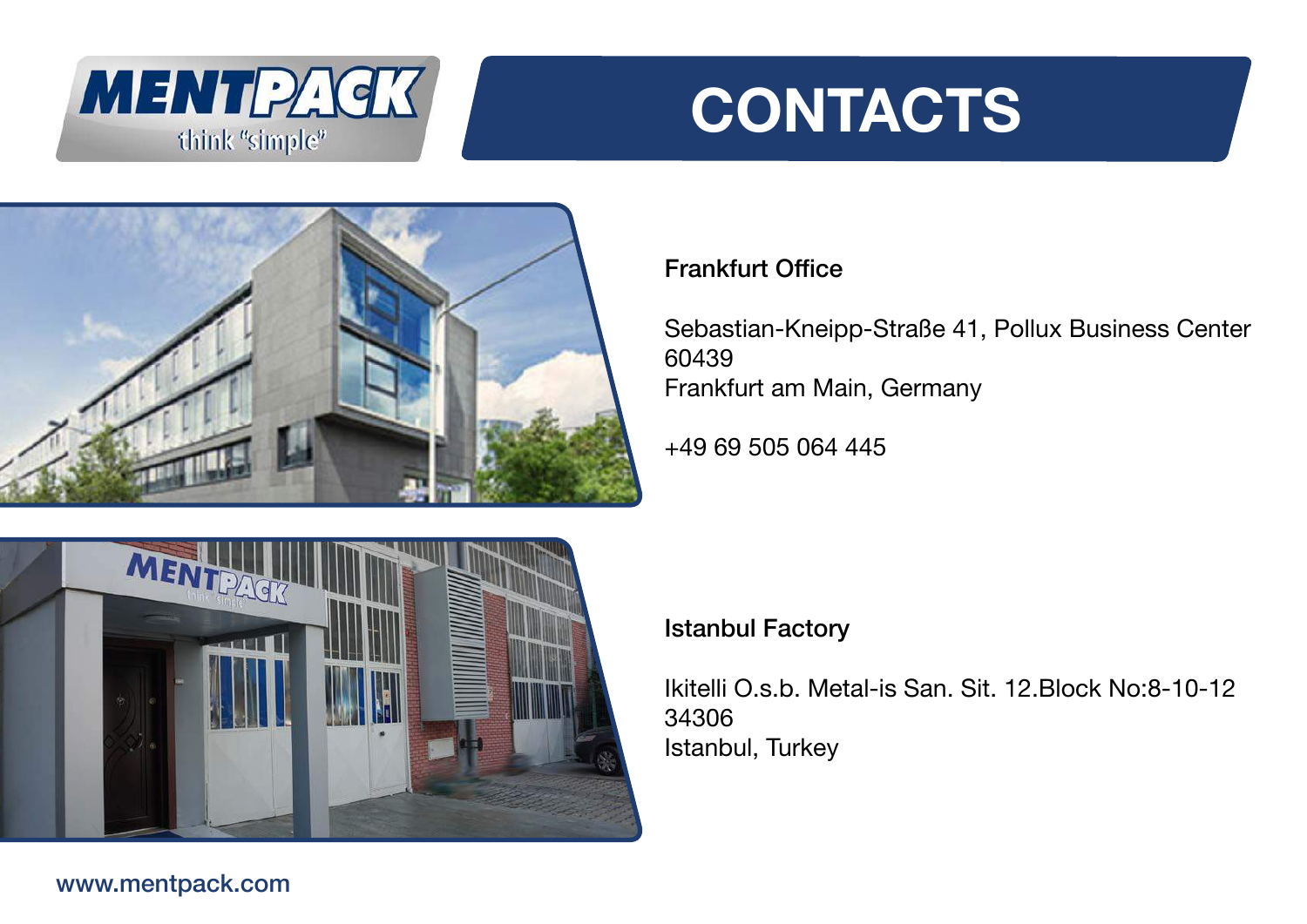MENTPACK
think "simple"

# CONTACTS

**Frankfurt Office**

Sebastian-Kneipp-Straße 41, Pollux Business Center
60439
Frankfurt am Main, Germany

+49 69 505 064 445

**Istanbul Factory**

Ikitelli O.s.b. Metal-is San. Sit. 12.Block No:8-10-12
34306
Istanbul, Turkey

www.mentpack.com